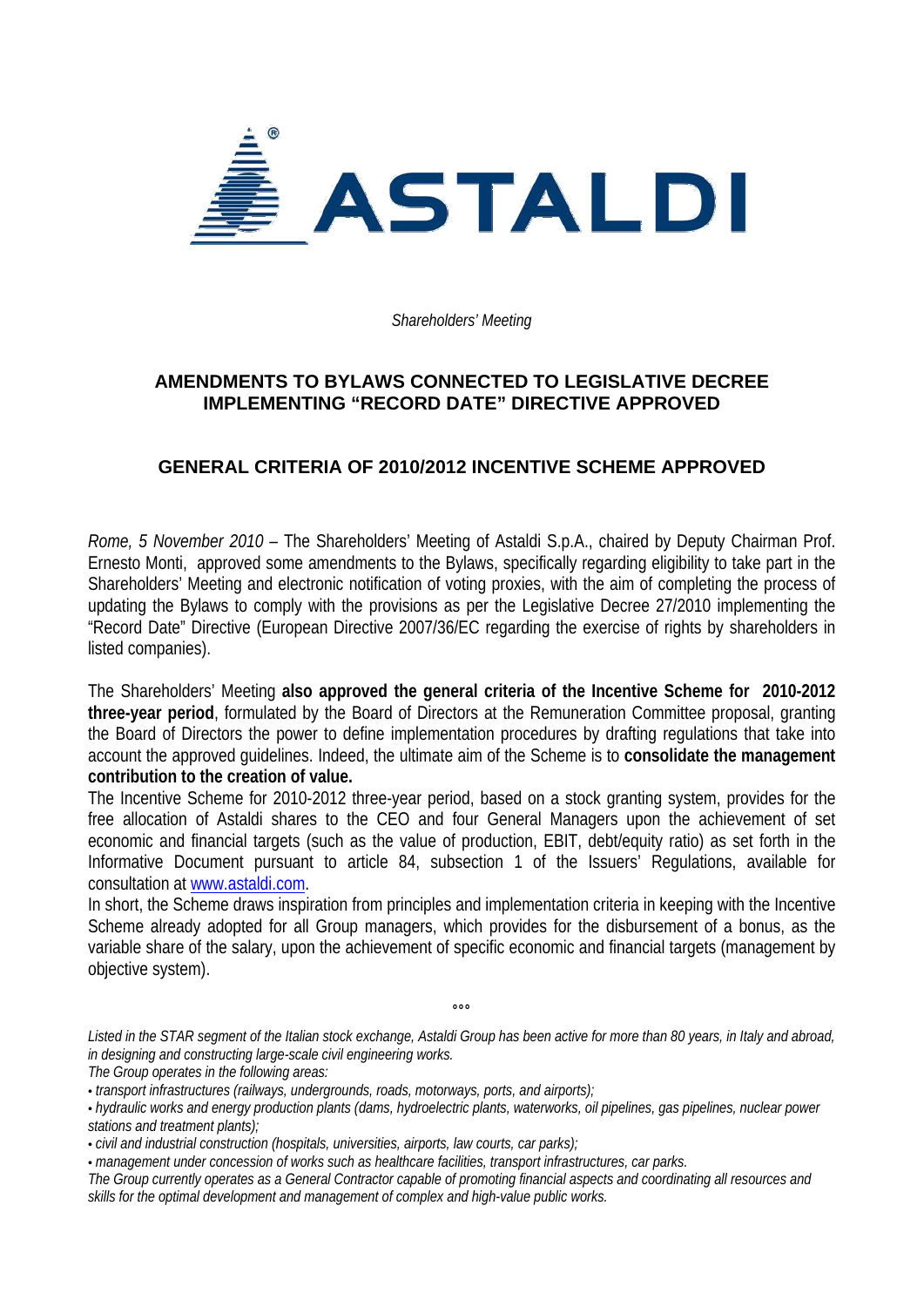ASTALDI

*Shareholders' Meeting*

## AMENDMENTS TO BYLAWS CONNECTED TO LEGISLATIVE DECREE IMPLEMENTING "RECORD DATE" DIRECTIVE APPROVED

## GENERAL CRITERIA OF 2010/2012 INCENTIVE SCHEME APPROVED

*Rome, 5 November 2010* – The Shareholders' Meeting of Astaldi S.p.A., chaired by Deputy Chairman Prof. Ernesto Monti, approved some amendments to the Bylaws, specifically regarding eligibility to take part in the Shareholders' Meeting and electronic notification of voting proxies, with the aim of completing the process of updating the Bylaws to comply with the provisions as per the Legislative Decree 27/2010 implementing the "Record Date" Directive (European Directive 2007/36/EC regarding the exercise of rights by shareholders in listed companies).

The Shareholders' Meeting **also approved the general criteria of the Incentive Scheme for 2010-2012 three-year period**, formulated by the Board of Directors at the Remuneration Committee proposal, granting the Board of Directors the power to define implementation procedures by drafting regulations that take into account the approved guidelines. Indeed, the ultimate aim of the Scheme is to **consolidate the management contribution to the creation of value.**

The Incentive Scheme for 2010-2012 three-year period, based on a stock granting system, provides for the free allocation of Astaldi shares to the CEO and four General Managers upon the achievement of set economic and financial targets (such as the value of production, EBIT, debt/equity ratio) as set forth in the Informative Document pursuant to article 84, subsection 1 of the Issuers' Regulations, available for consultation at www.astaldi.com.

In short, the Scheme draws inspiration from principles and implementation criteria in keeping with the Incentive Scheme already adopted for all Group managers, which provides for the disbursement of a bonus, as the variable share of the salary, upon the achievement of specific economic and financial targets (management by objective system).

°°°

*Listed in the STAR segment of the Italian stock exchange, Astaldi Group has been active for more than 80 years, in Italy and abroad, in designing and constructing large-scale civil engineering works.*

*The Group operates in the following areas:*

- *transport infrastructures (railways, undergrounds, roads, motorways, ports, and airports);*
- *hydraulic works and energy production plants (dams, hydroelectric plants, waterworks, oil pipelines, gas pipelines, nuclear power stations and treatment plants);*
- *civil and industrial construction (hospitals, universities, airports, law courts, car parks);*
- *management under concession of works such as healthcare facilities, transport infrastructures, car parks.*

*The Group currently operates as a General Contractor capable of promoting financial aspects and coordinating all resources and skills for the optimal development and management of complex and high-value public works.*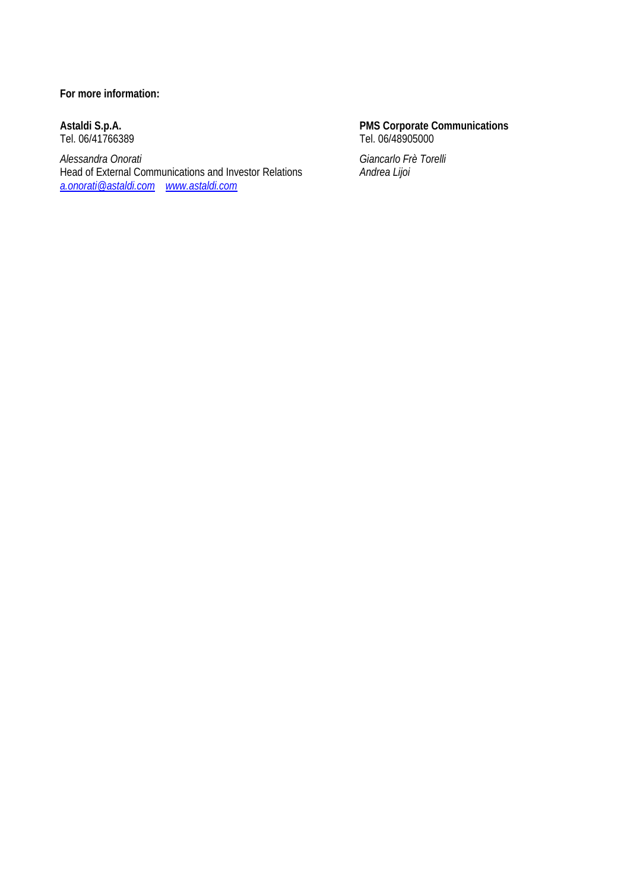**For more information:**

**Astaldi S.p.A.**
Tel. 06/41766389

*Alessandra Onorati*
Head of External Communications and Investor Relations
*a.onorati@astaldi.com* *www.astaldi.com*

**PMS Corporate Communications**
Tel. 06/48905000

*Giancarlo Frè Torelli*
*Andrea Lijoi*